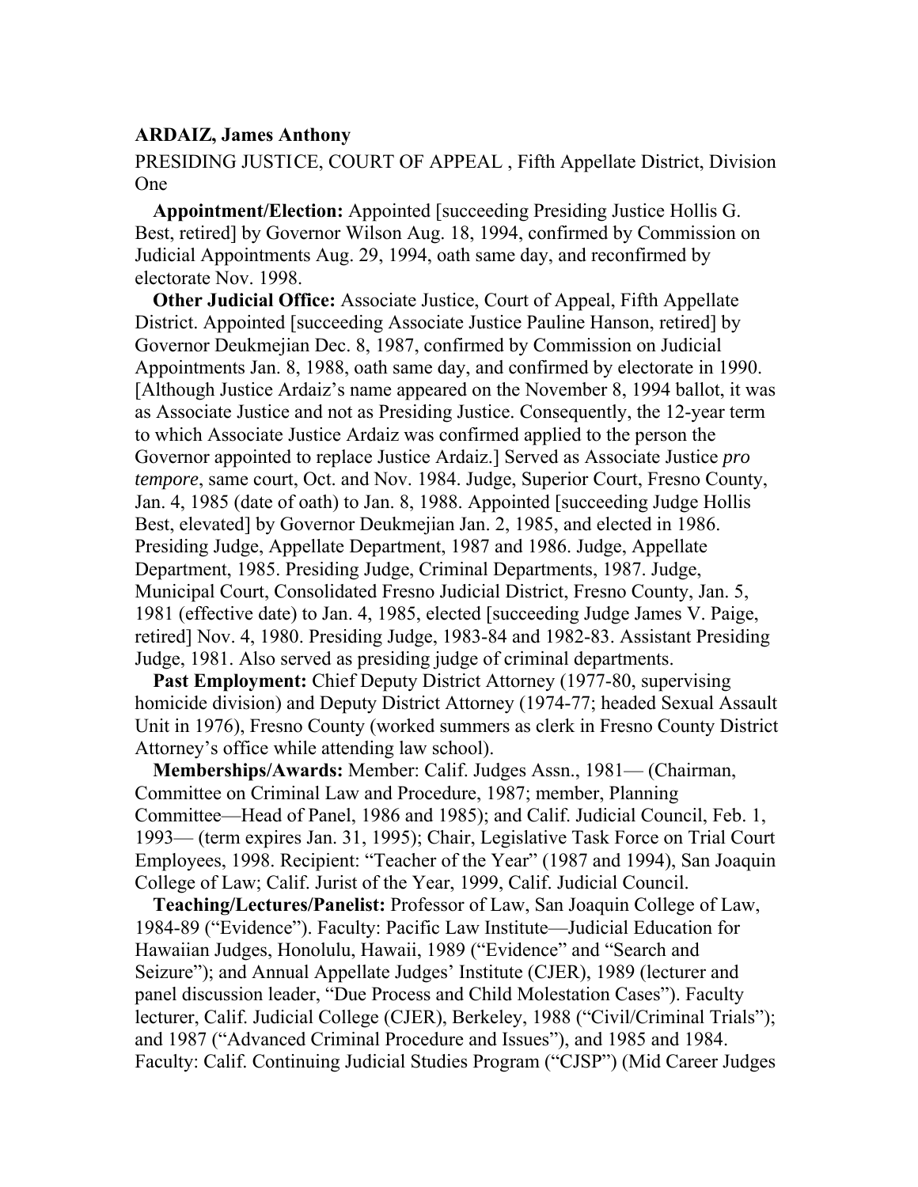**ARDAIZ, James Anthony**

PRESIDING JUSTICE, COURT OF APPEAL , Fifth Appellate District, Division One

**Appointment/Election:** Appointed [succeeding Presiding Justice Hollis G. Best, retired] by Governor Wilson Aug. 18, 1994, confirmed by Commission on Judicial Appointments Aug. 29, 1994, oath same day, and reconfirmed by electorate Nov. 1998.

**Other Judicial Office:** Associate Justice, Court of Appeal, Fifth Appellate District. Appointed [succeeding Associate Justice Pauline Hanson, retired] by Governor Deukmejian Dec. 8, 1987, confirmed by Commission on Judicial Appointments Jan. 8, 1988, oath same day, and confirmed by electorate in 1990. [Although Justice Ardaiz's name appeared on the November 8, 1994 ballot, it was as Associate Justice and not as Presiding Justice. Consequently, the 12-year term to which Associate Justice Ardaiz was confirmed applied to the person the Governor appointed to replace Justice Ardaiz.] Served as Associate Justice *pro tempore*, same court, Oct. and Nov. 1984. Judge, Superior Court, Fresno County, Jan. 4, 1985 (date of oath) to Jan. 8, 1988. Appointed [succeeding Judge Hollis Best, elevated] by Governor Deukmejian Jan. 2, 1985, and elected in 1986. Presiding Judge, Appellate Department, 1987 and 1986. Judge, Appellate Department, 1985. Presiding Judge, Criminal Departments, 1987. Judge, Municipal Court, Consolidated Fresno Judicial District, Fresno County, Jan. 5, 1981 (effective date) to Jan. 4, 1985, elected [succeeding Judge James V. Paige, retired] Nov. 4, 1980. Presiding Judge, 1983-84 and 1982-83. Assistant Presiding Judge, 1981. Also served as presiding judge of criminal departments.

**Past Employment:** Chief Deputy District Attorney (1977-80, supervising homicide division) and Deputy District Attorney (1974-77; headed Sexual Assault Unit in 1976), Fresno County (worked summers as clerk in Fresno County District Attorney's office while attending law school).

**Memberships/Awards:** Member: Calif. Judges Assn., 1981— (Chairman, Committee on Criminal Law and Procedure, 1987; member, Planning Committee—Head of Panel, 1986 and 1985); and Calif. Judicial Council, Feb. 1, 1993— (term expires Jan. 31, 1995); Chair, Legislative Task Force on Trial Court Employees, 1998. Recipient: "Teacher of the Year" (1987 and 1994), San Joaquin College of Law; Calif. Jurist of the Year, 1999, Calif. Judicial Council.

**Teaching/Lectures/Panelist:** Professor of Law, San Joaquin College of Law, 1984-89 ("Evidence"). Faculty: Pacific Law Institute—Judicial Education for Hawaiian Judges, Honolulu, Hawaii, 1989 ("Evidence" and "Search and Seizure"); and Annual Appellate Judges' Institute (CJER), 1989 (lecturer and panel discussion leader, "Due Process and Child Molestation Cases"). Faculty lecturer, Calif. Judicial College (CJER), Berkeley, 1988 ("Civil/Criminal Trials"); and 1987 ("Advanced Criminal Procedure and Issues"), and 1985 and 1984. Faculty: Calif. Continuing Judicial Studies Program ("CJSP") (Mid Career Judges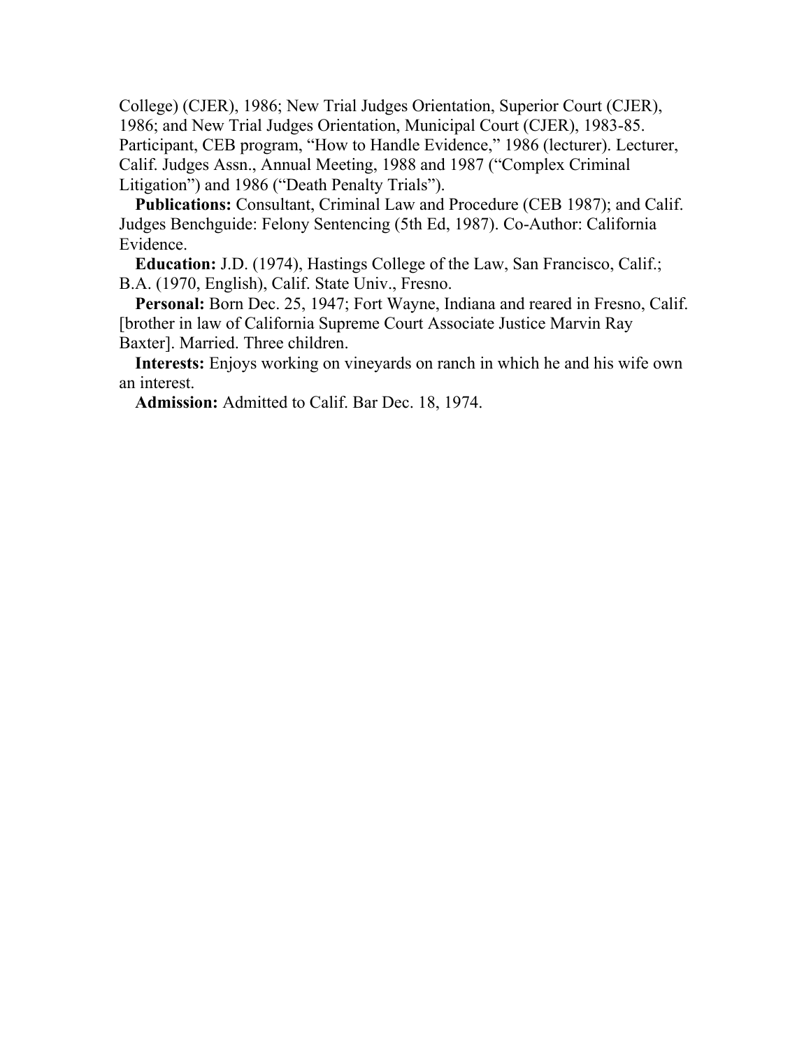College) (CJER), 1986; New Trial Judges Orientation, Superior Court (CJER), 1986; and New Trial Judges Orientation, Municipal Court (CJER), 1983-85. Participant, CEB program, "How to Handle Evidence," 1986 (lecturer). Lecturer, Calif. Judges Assn., Annual Meeting, 1988 and 1987 ("Complex Criminal Litigation") and 1986 ("Death Penalty Trials").

**Publications:** Consultant, Criminal Law and Procedure (CEB 1987); and Calif. Judges Benchguide: Felony Sentencing (5th Ed, 1987). Co-Author: California Evidence.

**Education:** J.D. (1974), Hastings College of the Law, San Francisco, Calif.; B.A. (1970, English), Calif. State Univ., Fresno.

**Personal:** Born Dec. 25, 1947; Fort Wayne, Indiana and reared in Fresno, Calif. [brother in law of California Supreme Court Associate Justice Marvin Ray Baxter]. Married. Three children.

**Interests:** Enjoys working on vineyards on ranch in which he and his wife own an interest.

**Admission:** Admitted to Calif. Bar Dec. 18, 1974.